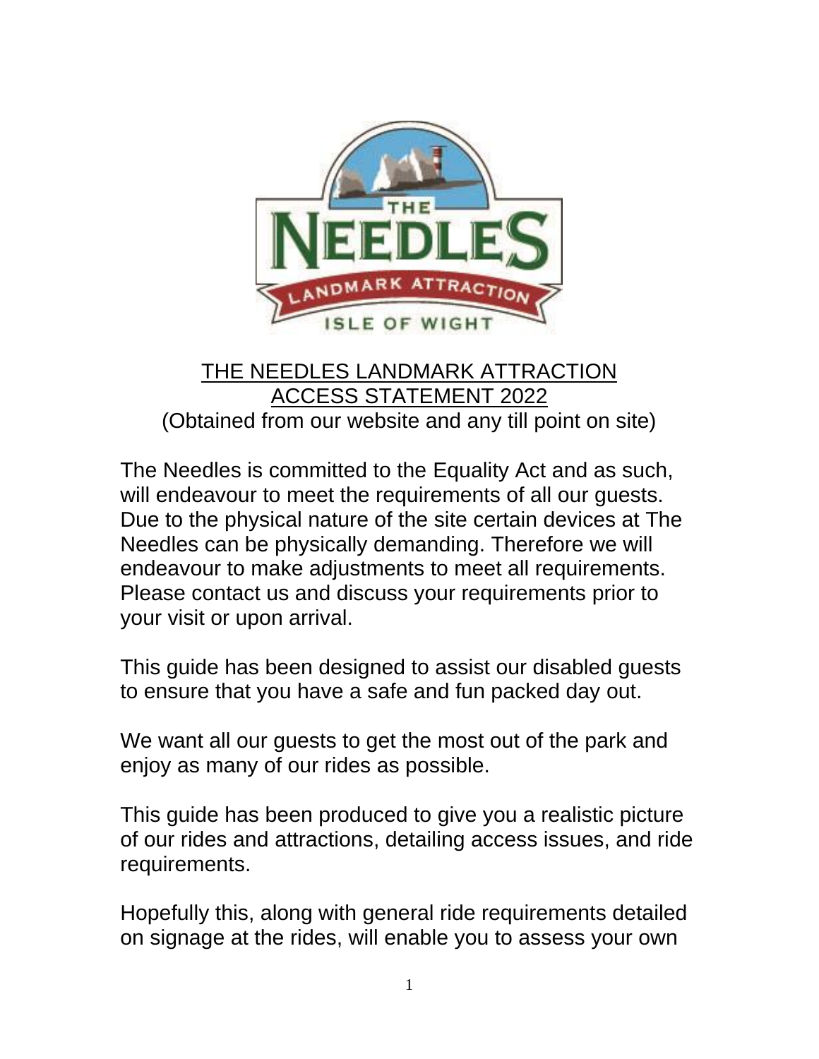# THE NEEDLES LANDMARK ATTRACTION
## ACCESS STATEMENT 2022

(Obtained from our website and any till point on site)

The Needles is committed to the Equality Act and as such, will endeavour to meet the requirements of all our guests. Due to the physical nature of the site certain devices at The Needles can be physically demanding. Therefore we will endeavour to make adjustments to meet all requirements. Please contact us and discuss your requirements prior to your visit or upon arrival.

This guide has been designed to assist our disabled guests to ensure that you have a safe and fun packed day out.

We want all our guests to get the most out of the park and enjoy as many of our rides as possible.

This guide has been produced to give you a realistic picture of our rides and attractions, detailing access issues, and ride requirements.

Hopefully this, along with general ride requirements detailed on signage at the rides, will enable you to assess your own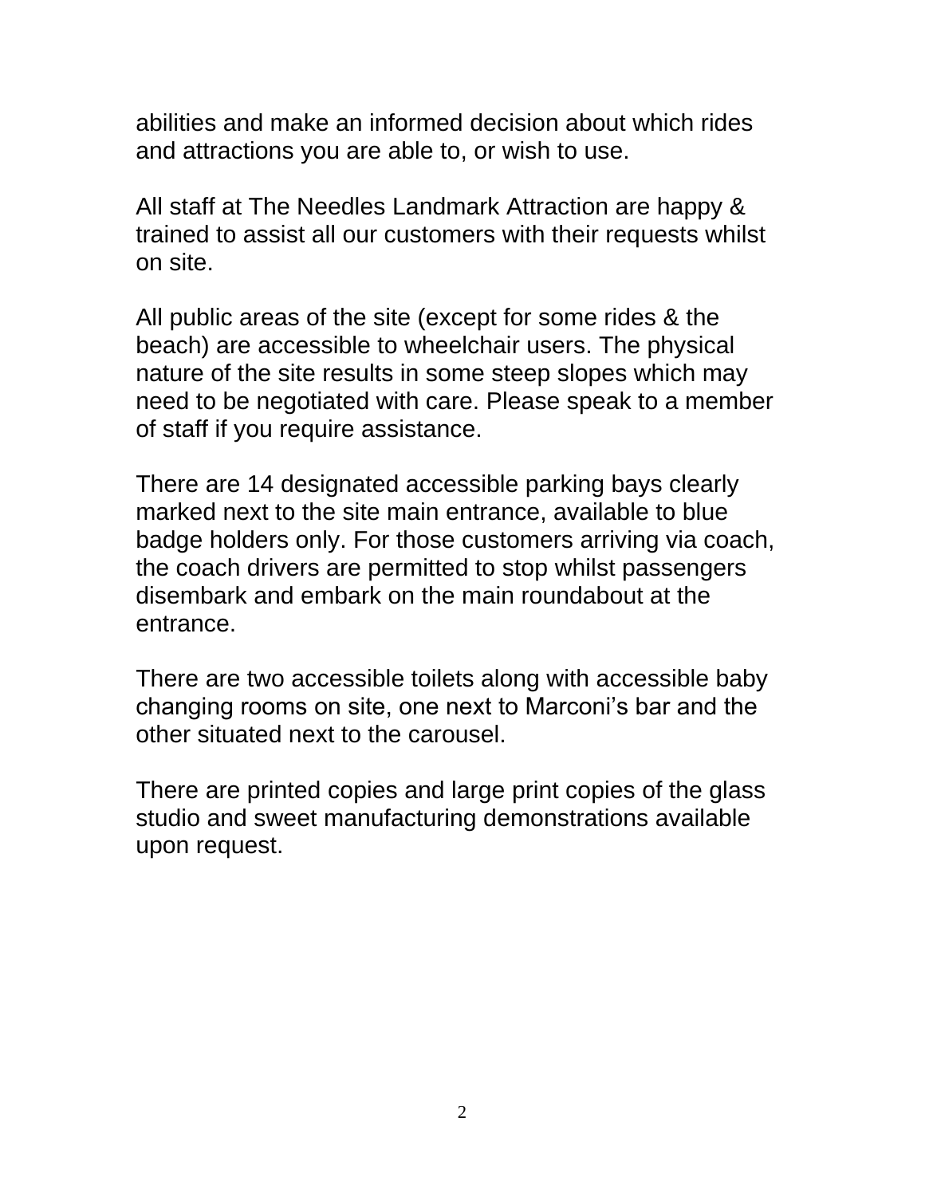abilities and make an informed decision about which rides and attractions you are able to, or wish to use.

All staff at The Needles Landmark Attraction are happy & trained to assist all our customers with their requests whilst on site.

All public areas of the site (except for some rides & the beach) are accessible to wheelchair users. The physical nature of the site results in some steep slopes which may need to be negotiated with care. Please speak to a member of staff if you require assistance.

There are 14 designated accessible parking bays clearly marked next to the site main entrance, available to blue badge holders only. For those customers arriving via coach, the coach drivers are permitted to stop whilst passengers disembark and embark on the main roundabout at the entrance.

There are two accessible toilets along with accessible baby changing rooms on site, one next to Marconi's bar and the other situated next to the carousel.

There are printed copies and large print copies of the glass studio and sweet manufacturing demonstrations available upon request.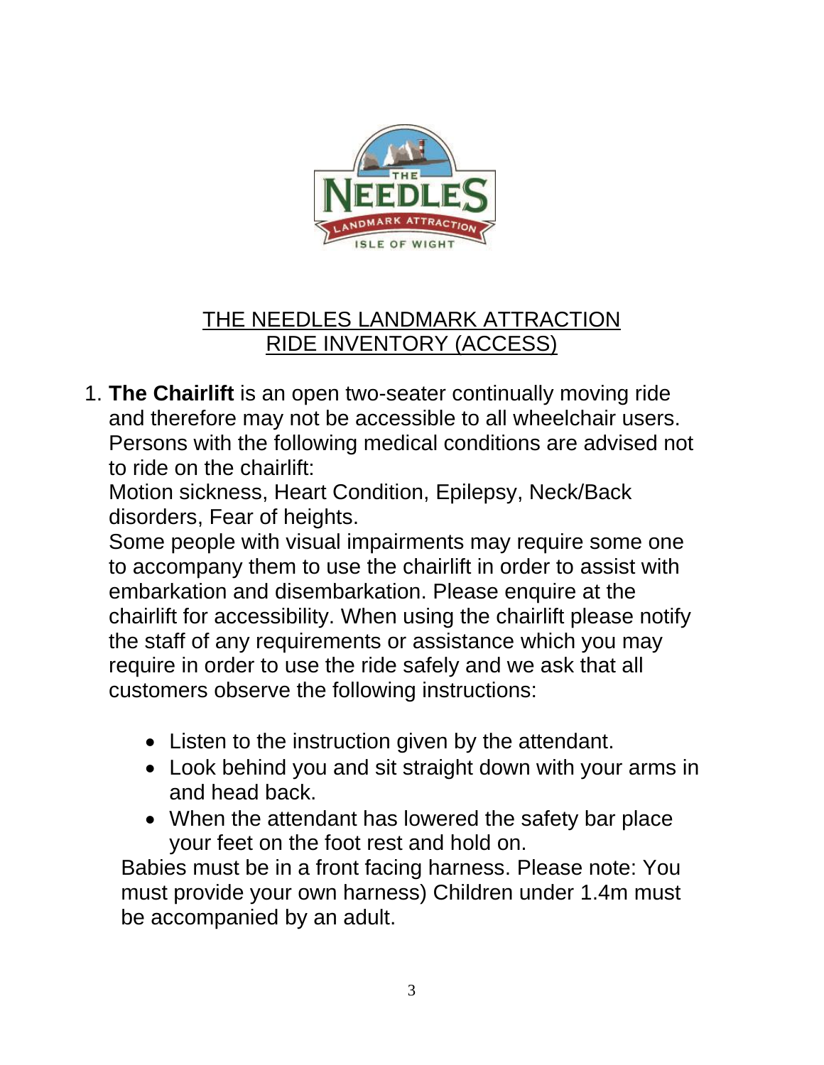## THE NEEDLES LANDMARK ATTRACTION
## RIDE INVENTORY (ACCESS)

1. **The Chairlift** is an open two-seater continually moving ride and therefore may not be accessible to all wheelchair users. Persons with the following medical conditions are advised not to ride on the chairlift:
   Motion sickness, Heart Condition, Epilepsy, Neck/Back disorders, Fear of heights.
   Some people with visual impairments may require some one to accompany them to use the chairlift in order to assist with embarkation and disembarkation. Please enquire at the chairlift for accessibility. When using the chairlift please notify the staff of any requirements or assistance which you may require in order to use the ride safely and we ask that all customers observe the following instructions:

   - Listen to the instruction given by the attendant.
   - Look behind you and sit straight down with your arms in and head back.
   - When the attendant has lowered the safety bar place your feet on the foot rest and hold on.

   Babies must be in a front facing harness. Please note: You must provide your own harness) Children under 1.4m must be accompanied by an adult.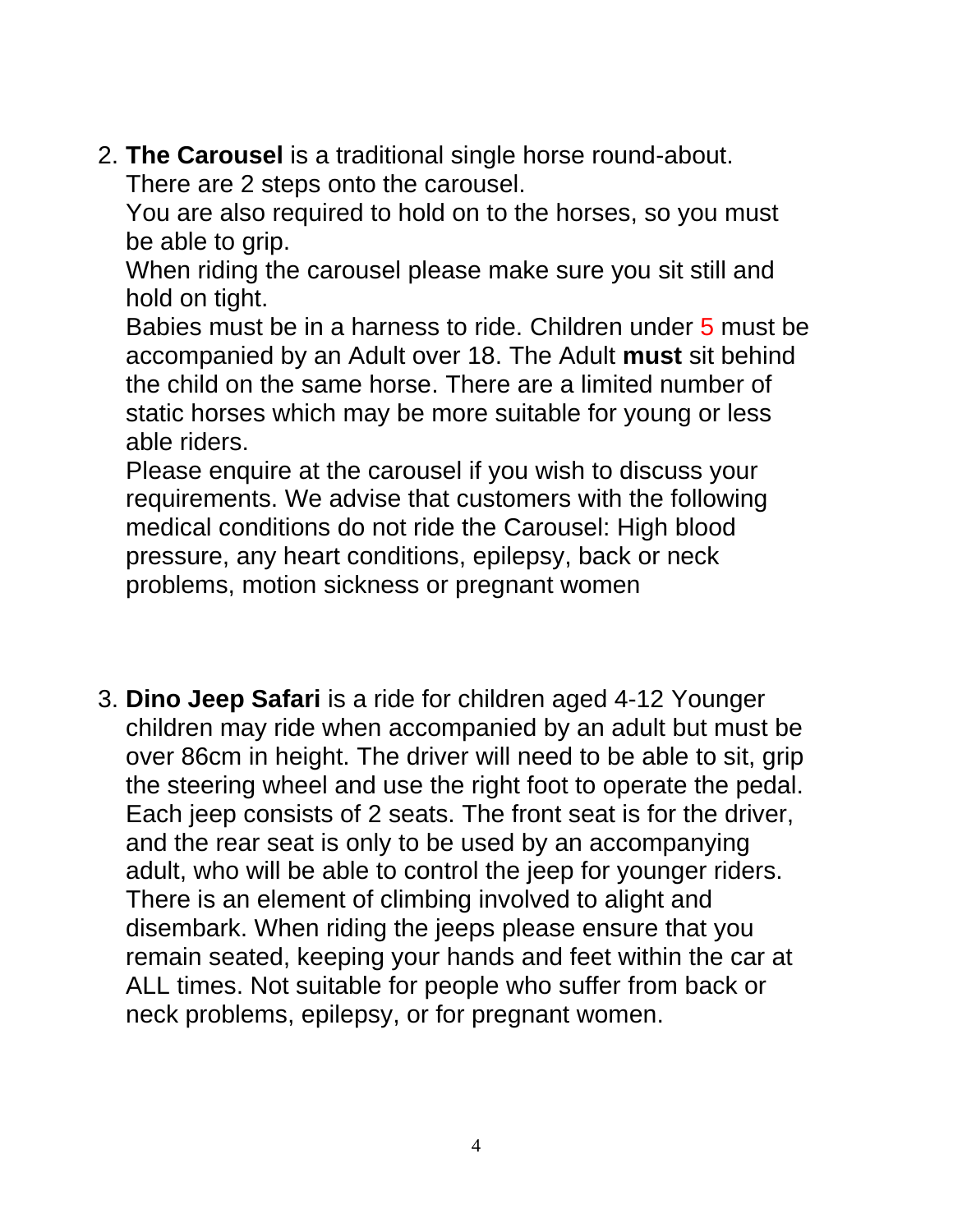2. **The Carousel** is a traditional single horse round-about.
   There are 2 steps onto the carousel.
   You are also required to hold on to the horses, so you must be able to grip.
   When riding the carousel please make sure you sit still and hold on tight.
   Babies must be in a harness to ride. Children under 5 must be accompanied by an Adult over 18. The Adult **must** sit behind the child on the same horse. There are a limited number of static horses which may be more suitable for young or less able riders.
   Please enquire at the carousel if you wish to discuss your requirements. We advise that customers with the following medical conditions do not ride the Carousel: High blood pressure, any heart conditions, epilepsy, back or neck problems, motion sickness or pregnant women

3. **Dino Jeep Safari** is a ride for children aged 4-12 Younger children may ride when accompanied by an adult but must be over 86cm in height. The driver will need to be able to sit, grip the steering wheel and use the right foot to operate the pedal. Each jeep consists of 2 seats. The front seat is for the driver, and the rear seat is only to be used by an accompanying adult, who will be able to control the jeep for younger riders. There is an element of climbing involved to alight and disembark. When riding the jeeps please ensure that you remain seated, keeping your hands and feet within the car at ALL times. Not suitable for people who suffer from back or neck problems, epilepsy, or for pregnant women.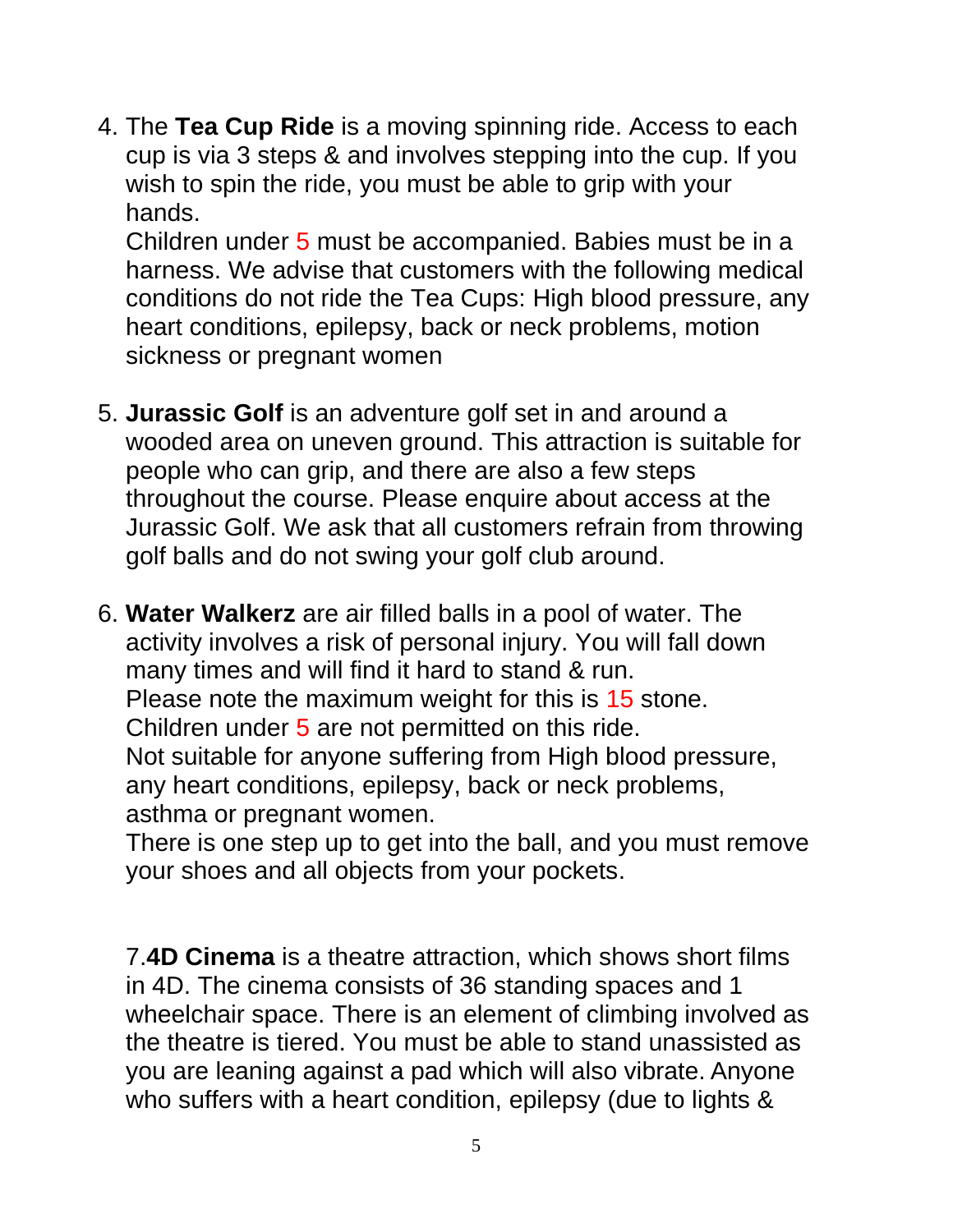4. The **Tea Cup Ride** is a moving spinning ride. Access to each cup is via 3 steps & and involves stepping into the cup. If you wish to spin the ride, you must be able to grip with your hands.
   Children under 5 must be accompanied. Babies must be in a harness. We advise that customers with the following medical conditions do not ride the Tea Cups: High blood pressure, any heart conditions, epilepsy, back or neck problems, motion sickness or pregnant women

5. **Jurassic Golf** is an adventure golf set in and around a wooded area on uneven ground. This attraction is suitable for people who can grip, and there are also a few steps throughout the course. Please enquire about access at the Jurassic Golf. We ask that all customers refrain from throwing golf balls and do not swing your golf club around.

6. **Water Walkerz** are air filled balls in a pool of water. The activity involves a risk of personal injury. You will fall down many times and will find it hard to stand & run.
   Please note the maximum weight for this is 15 stone.
   Children under 5 are not permitted on this ride.
   Not suitable for anyone suffering from High blood pressure, any heart conditions, epilepsy, back or neck problems, asthma or pregnant women.
   There is one step up to get into the ball, and you must remove your shoes and all objects from your pockets.

7. **4D Cinema** is a theatre attraction, which shows short films in 4D. The cinema consists of 36 standing spaces and 1 wheelchair space. There is an element of climbing involved as the theatre is tiered. You must be able to stand unassisted as you are leaning against a pad which will also vibrate. Anyone who suffers with a heart condition, epilepsy (due to lights &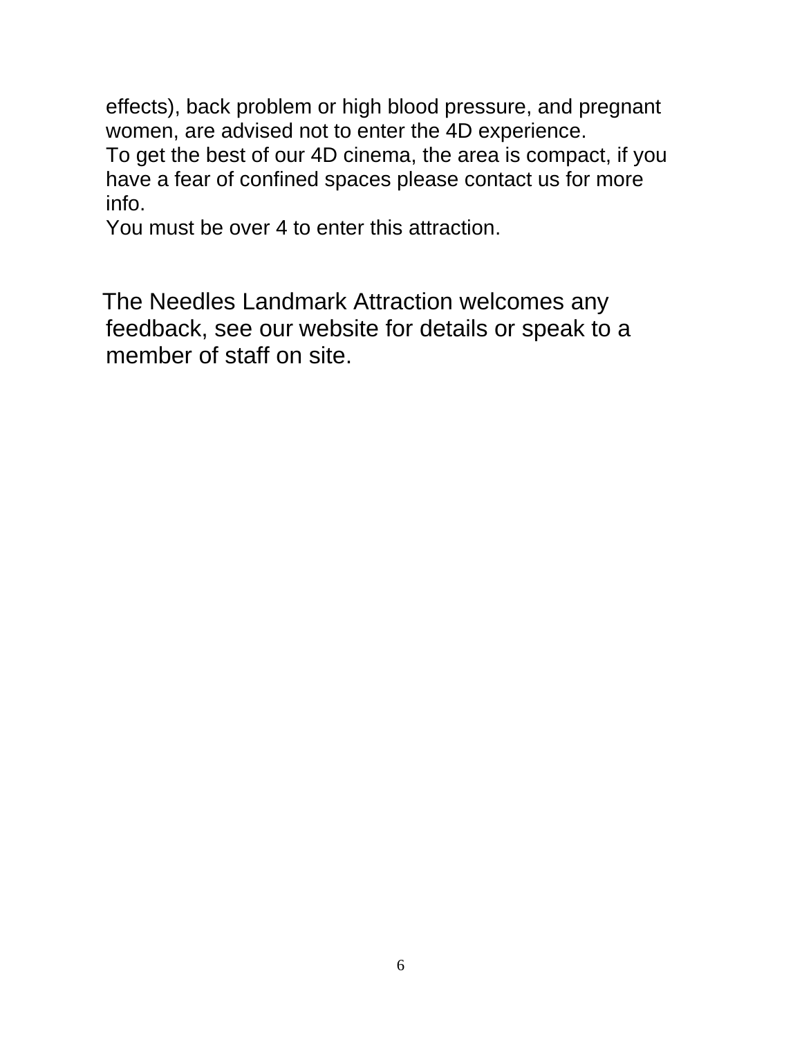effects), back problem or high blood pressure, and pregnant women, are advised not to enter the 4D experience.
To get the best of our 4D cinema, the area is compact, if you have a fear of confined spaces please contact us for more info.
You must be over 4 to enter this attraction.

The Needles Landmark Attraction welcomes any feedback, see our website for details or speak to a member of staff on site.